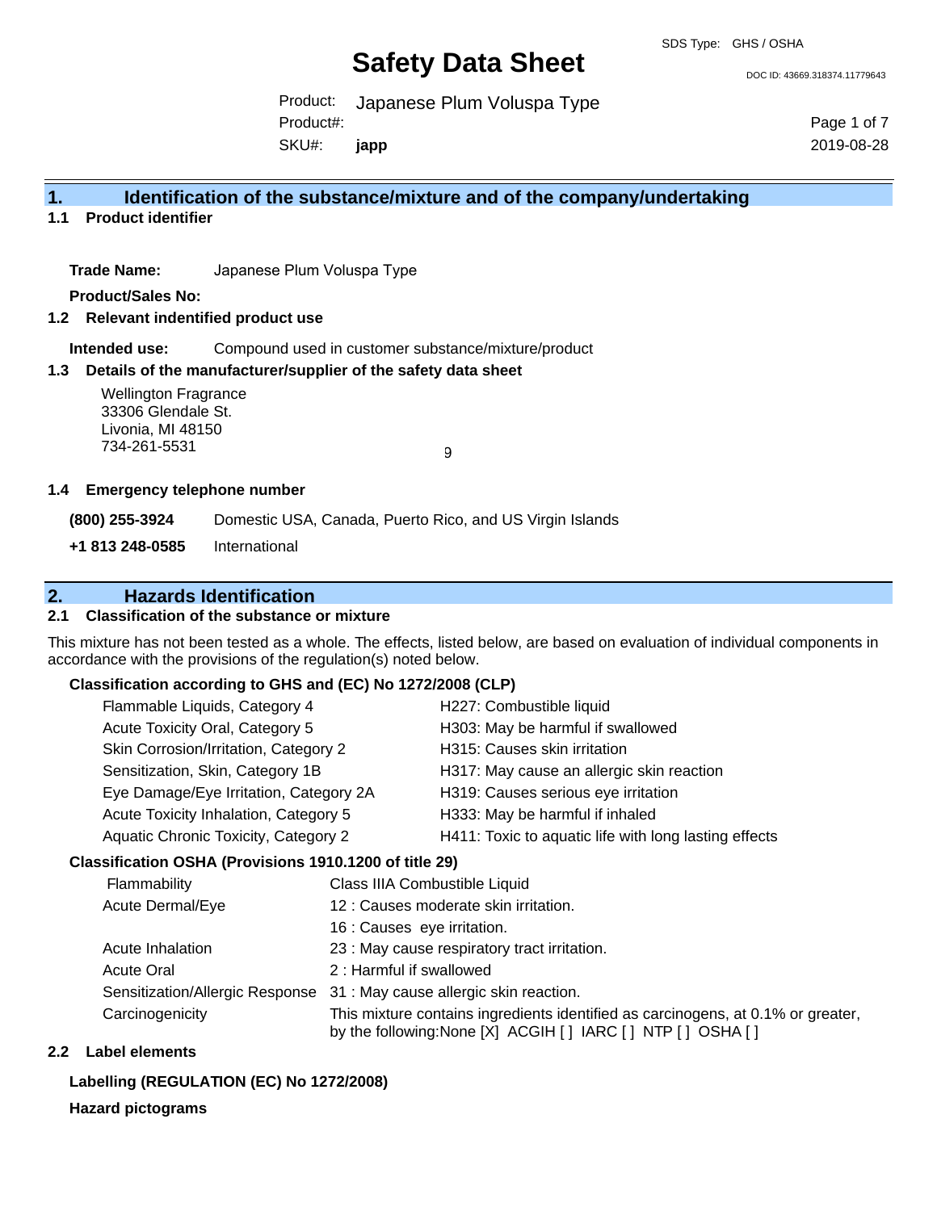SDS Type: GHS / OSHA

# Safety Data Sheet

DOC ID: 43669.318374.11779643

Product: Japanese Plum Voluspa Type
Product#:
SKU#: **japp**

2019-08-28

## 1. Identification of the substance/mixture and of the company/undertaking

### 1.1 Product identifier

**Trade Name:** Japanese Plum Voluspa Type

**Product/Sales No:**

### 1.2 Relevant indentified product use

**Intended use:** Compound used in customer substance/mixture/product

### 1.3 Details of the manufacturer/supplier of the safety data sheet

Wellington Fragrance
33306 Glendale St.
Livonia, MI 48150
734-261-5531

9

### 1.4 Emergency telephone number

**(800) 255-3924** Domestic USA, Canada, Puerto Rico, and US Virgin Islands

**+1 813 248-0585** International

## 2. Hazards Identification

### 2.1 Classification of the substance or mixture

This mixture has not been tested as a whole. The effects, listed below, are based on evaluation of individual components in accordance with the provisions of the regulation(s) noted below.

**Classification according to GHS and (EC) No 1272/2008 (CLP)**

| | |
|---|---|
| Flammable Liquids, Category 4 | H227: Combustible liquid |
| Acute Toxicity Oral, Category 5 | H303: May be harmful if swallowed |
| Skin Corrosion/Irritation, Category 2 | H315: Causes skin irritation |
| Sensitization, Skin, Category 1B | H317: May cause an allergic skin reaction |
| Eye Damage/Eye Irritation, Category 2A | H319: Causes serious eye irritation |
| Acute Toxicity Inhalation, Category 5 | H333: May be harmful if inhaled |
| Aquatic Chronic Toxicity, Category 2 | H411: Toxic to aquatic life with long lasting effects |

**Classification OSHA (Provisions 1910.1200 of title 29)**

| | |
|---|---|
| Flammability | Class IIIA Combustible Liquid |
| Acute Dermal/Eye | 12 : Causes moderate skin irritation. |
| | 16 : Causes eye irritation. |
| Acute Inhalation | 23 : May cause respiratory tract irritation. |
| Acute Oral | 2 : Harmful if swallowed |
| Sensitization/Allergic Response | 31 : May cause allergic skin reaction. |
| Carcinogenicity | This mixture contains ingredients identified as carcinogens, at 0.1% or greater, by the following:None [X] ACGIH [ ] IARC [ ] NTP [ ] OSHA [ ] |

### 2.2 Label elements

**Labelling (REGULATION (EC) No 1272/2008)**

**Hazard pictograms**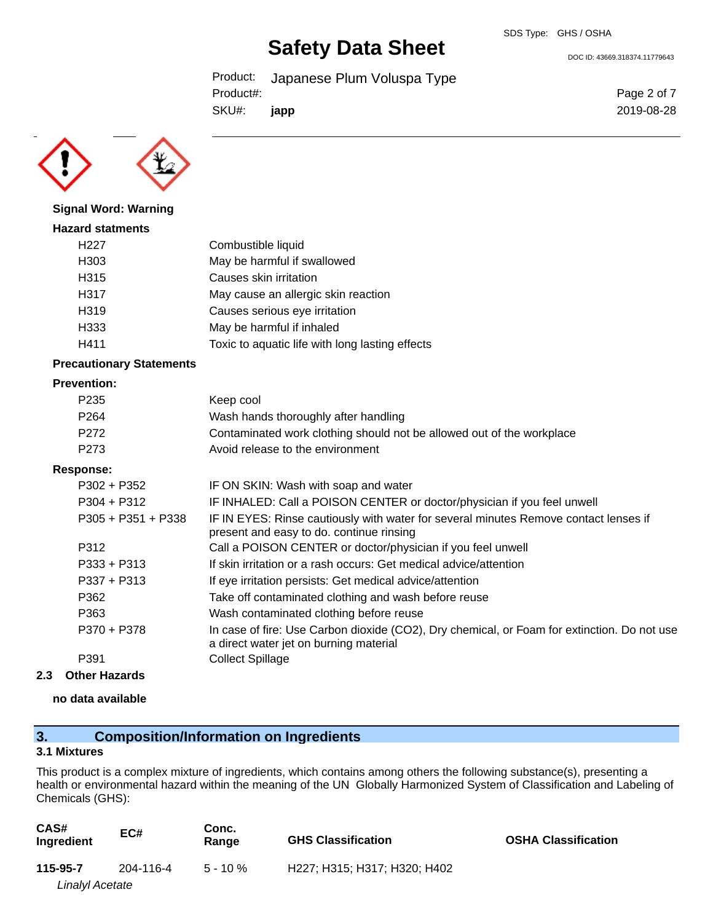**Signal Word: Warning**

**Hazard statments**

| | |
|---|---|
| H227 | Combustible liquid |
| H303 | May be harmful if swallowed |
| H315 | Causes skin irritation |
| H317 | May cause an allergic skin reaction |
| H319 | Causes serious eye irritation |
| H333 | May be harmful if inhaled |
| H411 | Toxic to aquatic life with long lasting effects |

**Precautionary Statements**

**Prevention:**

| | |
|---|---|
| P235 | Keep cool |
| P264 | Wash hands thoroughly after handling |
| P272 | Contaminated work clothing should not be allowed out of the workplace |
| P273 | Avoid release to the environment |

**Response:**

| | |
|---|---|
| P302 + P352 | IF ON SKIN: Wash with soap and water |
| P304 + P312 | IF INHALED: Call a POISON CENTER or doctor/physician if you feel unwell |
| P305 + P351 + P338 | IF IN EYES: Rinse cautiously with water for several minutes Remove contact lenses if present and easy to do. continue rinsing |
| P312 | Call a POISON CENTER or doctor/physician if you feel unwell |
| P333 + P313 | If skin irritation or a rash occurs: Get medical advice/attention |
| P337 + P313 | If eye irritation persists: Get medical advice/attention |
| P362 | Take off contaminated clothing and wash before reuse |
| P363 | Wash contaminated clothing before reuse |
| P370 + P378 | In case of fire: Use Carbon dioxide ($CO_2$), Dry chemical, or Foam for extinction. Do not use a direct water jet on burning material |
| P391 | Collect Spillage |

### 2.3 Other Hazards

**no data available**

## 3. Composition/Information on Ingredients

### 3.1 Mixtures

This product is a complex mixture of ingredients, which contains among others the following substance(s), presenting a health or environmental hazard within the meaning of the UN Globally Harmonized System of Classification and Labeling of Chemicals (GHS):

| CAS# Ingredient | EC# | Conc. Range | GHS Classification | OSHA Classification |
|---|---|---|---|---|
| **115-95-7** *Linalyl Acetate* | 204-116-4 | 5 - 10 % | H227; H315; H317; H320; H402 | |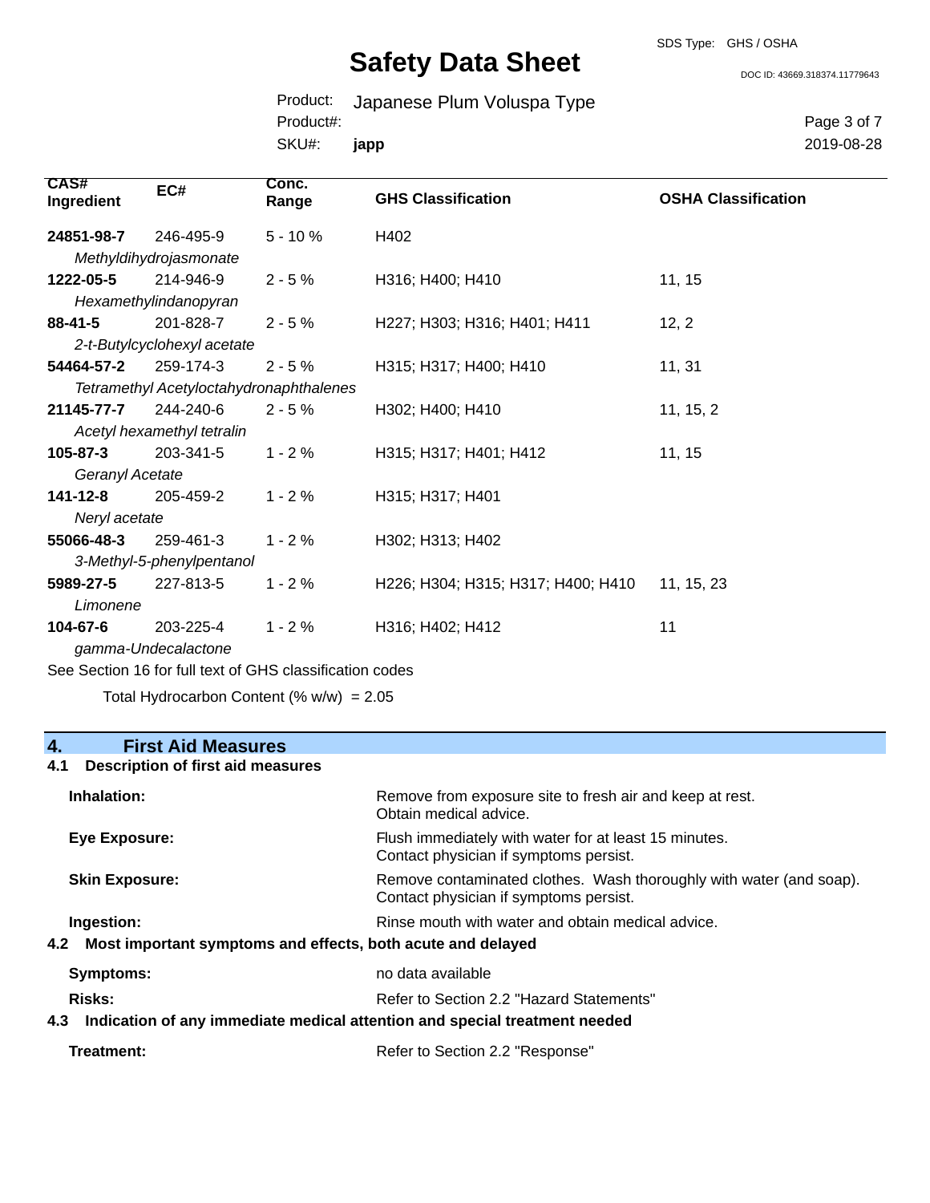| CAS# Ingredient | EC# | Conc. Range | GHS Classification | OSHA Classification |
|---|---|---|---|---|
| **24851-98-7** *Methyldihydrojasmonate* | 246-495-9 | 5 - 10 % | H402 | |
| **1222-05-5** *Hexamethylindanopyran* | 214-946-9 | 2 - 5 % | H316; H400; H410 | 11, 15 |
| **88-41-5** *2-t-Butylcyclohexyl acetate* | 201-828-7 | 2 - 5 % | H227; H303; H316; H401; H411 | 12, 2 |
| **54464-57-2** *Tetramethyl Acetyloctahydronaphthalenes* | 259-174-3 | 2 - 5 % | H315; H317; H400; H410 | 11, 31 |
| **21145-77-7** *Acetyl hexamethyl tetralin* | 244-240-6 | 2 - 5 % | H302; H400; H410 | 11, 15, 2 |
| **105-87-3** *Geranyl Acetate* | 203-341-5 | 1 - 2 % | H315; H317; H401; H412 | 11, 15 |
| **141-12-8** *Neryl acetate* | 205-459-2 | 1 - 2 % | H315; H317; H401 | |
| **55066-48-3** *3-Methyl-5-phenylpentanol* | 259-461-3 | 1 - 2 % | H302; H313; H402 | |
| **5989-27-5** *Limonene* | 227-813-5 | 1 - 2 % | H226; H304; H315; H317; H400; H410 | 11, 15, 23 |
| **104-67-6** *gamma-Undecalactone* | 203-225-4 | 1 - 2 % | H316; H402; H412 | 11 |

See Section 16 for full text of GHS classification codes

Total Hydrocarbon Content (% w/w) = 2.05

## 4. First Aid Measures

### 4.1 Description of first aid measures

**Inhalation:** Remove from exposure site to fresh air and keep at rest. Obtain medical advice.

**Eye Exposure:** Flush immediately with water for at least 15 minutes. Contact physician if symptoms persist.

**Skin Exposure:** Remove contaminated clothes. Wash thoroughly with water (and soap). Contact physician if symptoms persist.

**Ingestion:** Rinse mouth with water and obtain medical advice.

### 4.2 Most important symptoms and effects, both acute and delayed

**Symptoms:** no data available

**Risks:** Refer to Section 2.2 "Hazard Statements"

### 4.3 Indication of any immediate medical attention and special treatment needed

**Treatment:** Refer to Section 2.2 "Response"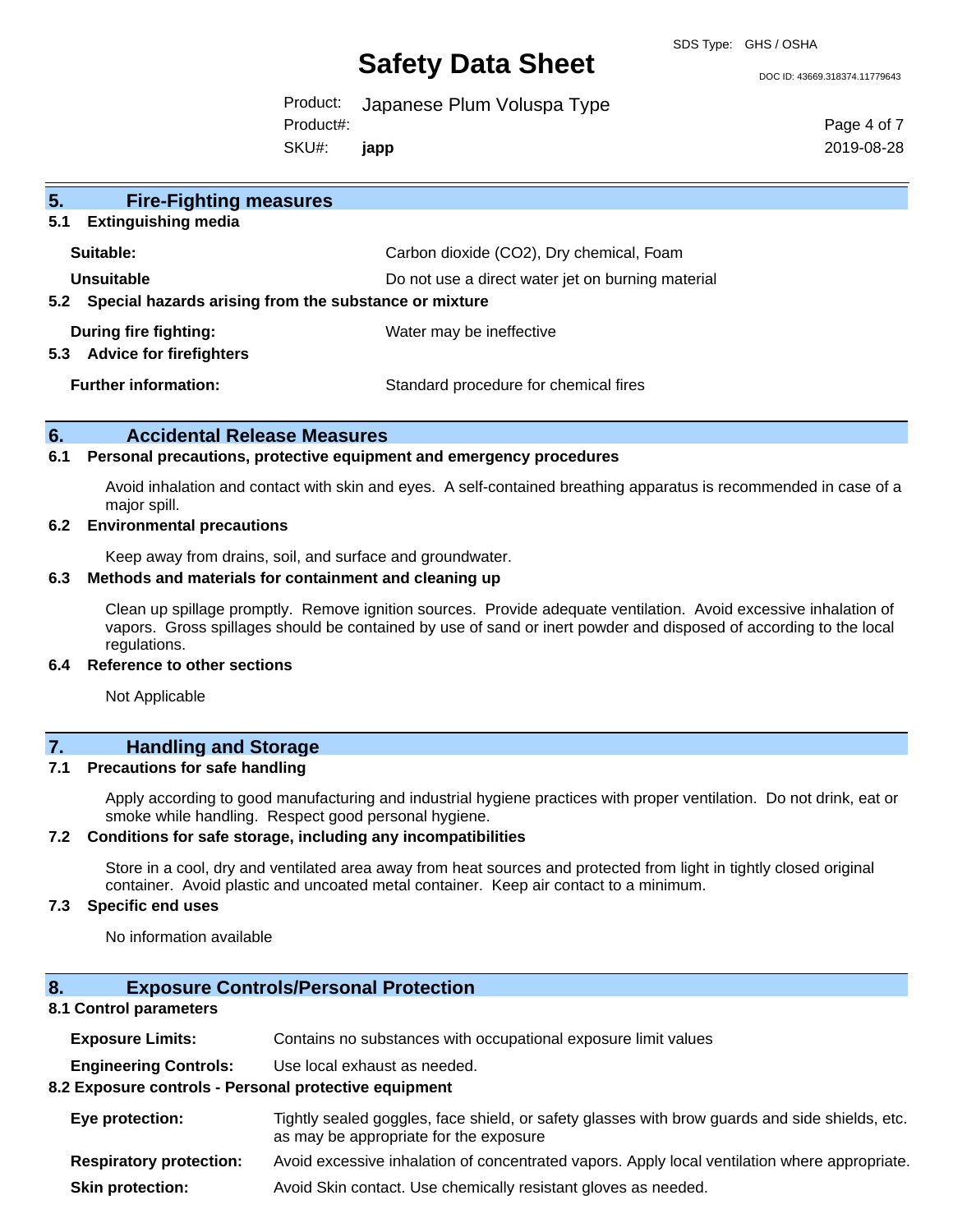## 5. Fire-Fighting measures

### 5.1 Extinguishing media

| | |
|---|---|
| **Suitable:** | Carbon dioxide ($CO_2$), Dry chemical, Foam |
| **Unsuitable** | Do not use a direct water jet on burning material |

### 5.2 Special hazards arising from the substance or mixture

| | |
|---|---|
| **During fire fighting:** | Water may be ineffective |

### 5.3 Advice for firefighters

| | |
|---|---|
| **Further information:** | Standard procedure for chemical fires |

## 6. Accidental Release Measures

### 6.1 Personal precautions, protective equipment and emergency procedures

Avoid inhalation and contact with skin and eyes. A self-contained breathing apparatus is recommended in case of a major spill.

### 6.2 Environmental precautions

Keep away from drains, soil, and surface and groundwater.

### 6.3 Methods and materials for containment and cleaning up

Clean up spillage promptly. Remove ignition sources. Provide adequate ventilation. Avoid excessive inhalation of vapors. Gross spillages should be contained by use of sand or inert powder and disposed of according to the local regulations.

### 6.4 Reference to other sections

Not Applicable

## 7. Handling and Storage

### 7.1 Precautions for safe handling

Apply according to good manufacturing and industrial hygiene practices with proper ventilation. Do not drink, eat or smoke while handling. Respect good personal hygiene.

### 7.2 Conditions for safe storage, including any incompatibilities

Store in a cool, dry and ventilated area away from heat sources and protected from light in tightly closed original container. Avoid plastic and uncoated metal container. Keep air contact to a minimum.

### 7.3 Specific end uses

No information available

## 8. Exposure Controls/Personal Protection

### 8.1 Control parameters

| | |
|---|---|
| **Exposure Limits:** | Contains no substances with occupational exposure limit values |
| **Engineering Controls:** | Use local exhaust as needed. |

### 8.2 Exposure controls - Personal protective equipment

| | |
|---|---|
| **Eye protection:** | Tightly sealed goggles, face shield, or safety glasses with brow guards and side shields, etc. as may be appropriate for the exposure |
| **Respiratory protection:** | Avoid excessive inhalation of concentrated vapors. Apply local ventilation where appropriate. |
| **Skin protection:** | Avoid Skin contact. Use chemically resistant gloves as needed. |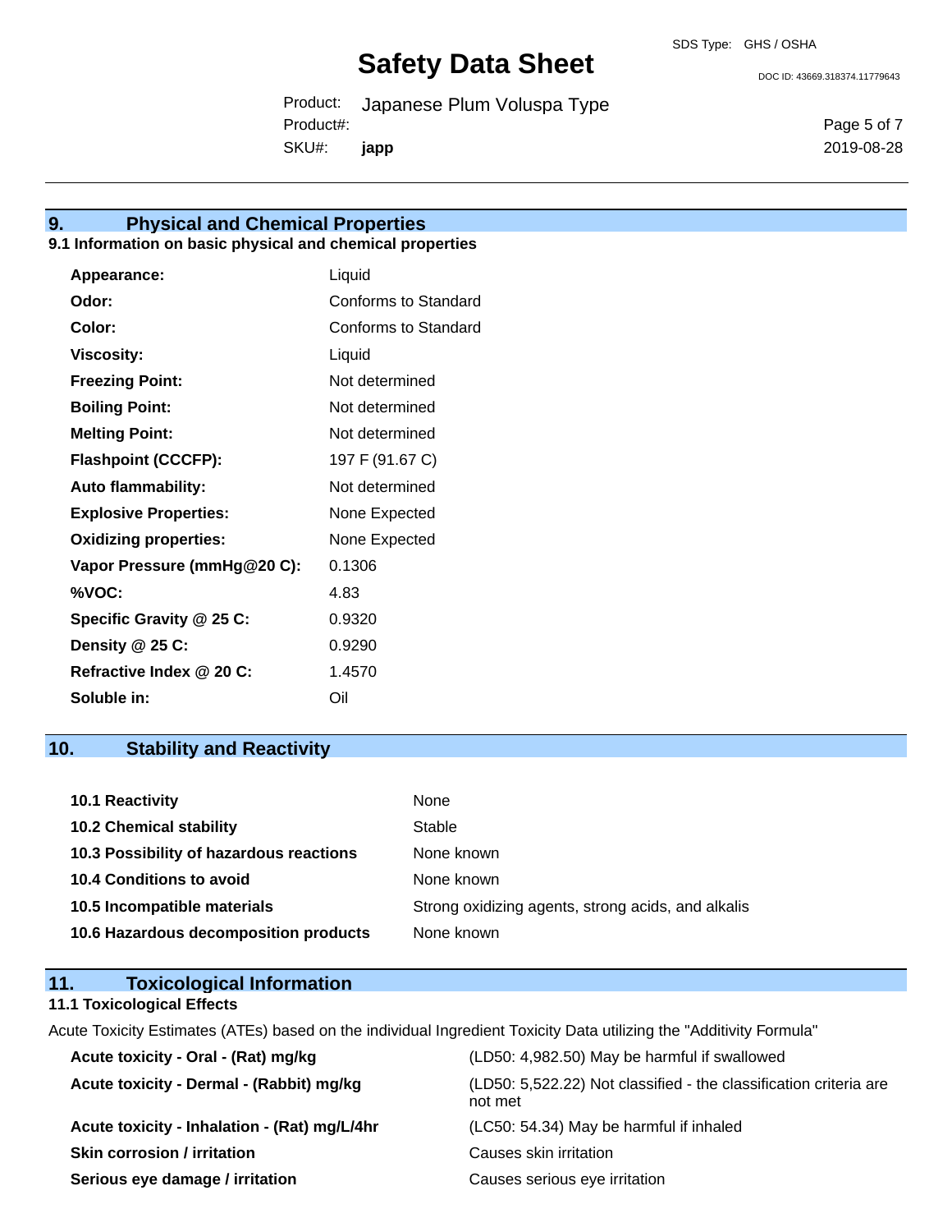## 9. Physical and Chemical Properties

### 9.1 Information on basic physical and chemical properties

| | |
|---|---|
| **Appearance:** | Liquid |
| **Odor:** | Conforms to Standard |
| **Color:** | Conforms to Standard |
| **Viscosity:** | Liquid |
| **Freezing Point:** | Not determined |
| **Boiling Point:** | Not determined |
| **Melting Point:** | Not determined |
| **Flashpoint (CCCFP):** | 197 F (91.67 C) |
| **Auto flammability:** | Not determined |
| **Explosive Properties:** | None Expected |
| **Oxidizing properties:** | None Expected |
| **Vapor Pressure (mmHg@20 C):** | 0.1306 |
| **%VOC:** | 4.83 |
| **Specific Gravity @ 25 C:** | 0.9320 |
| **Density @ 25 C:** | 0.9290 |
| **Refractive Index @ 20 C:** | 1.4570 |
| **Soluble in:** | Oil |

## 10. Stability and Reactivity

| | |
|---|---|
| **10.1 Reactivity** | None |
| **10.2 Chemical stability** | Stable |
| **10.3 Possibility of hazardous reactions** | None known |
| **10.4 Conditions to avoid** | None known |
| **10.5 Incompatible materials** | Strong oxidizing agents, strong acids, and alkalis |
| **10.6 Hazardous decomposition products** | None known |

## 11. Toxicological Information

### 11.1 Toxicological Effects

Acute Toxicity Estimates (ATEs) based on the individual Ingredient Toxicity Data utilizing the "Additivity Formula"

| | |
|---|---|
| **Acute toxicity - Oral - (Rat) mg/kg** | (LD50: 4,982.50) May be harmful if swallowed |
| **Acute toxicity - Dermal - (Rabbit) mg/kg** | (LD50: 5,522.22) Not classified - the classification criteria are not met |
| **Acute toxicity - Inhalation - (Rat) mg/L/4hr** | (LC50: 54.34) May be harmful if inhaled |
| **Skin corrosion / irritation** | Causes skin irritation |
| **Serious eye damage / irritation** | Causes serious eye irritation |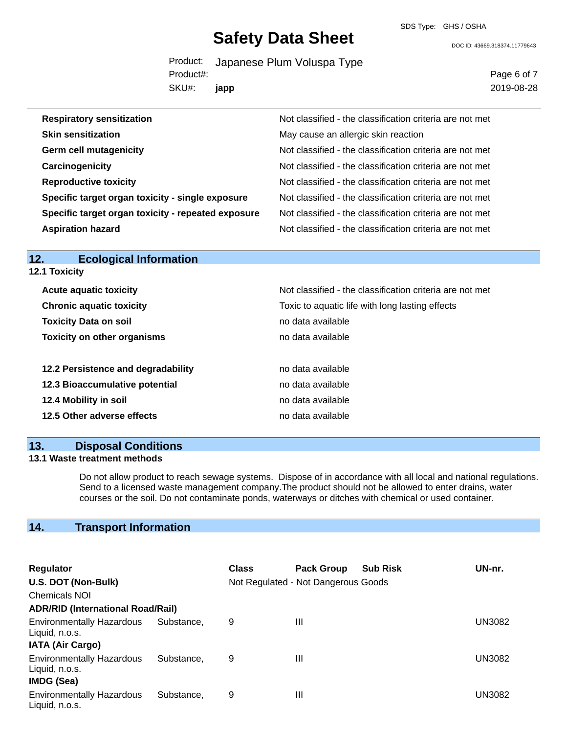| | |
|---|---|
| **Respiratory sensitization** | Not classified - the classification criteria are not met |
| **Skin sensitization** | May cause an allergic skin reaction |
| **Germ cell mutagenicity** | Not classified - the classification criteria are not met |
| **Carcinogenicity** | Not classified - the classification criteria are not met |
| **Reproductive toxicity** | Not classified - the classification criteria are not met |
| **Specific target organ toxicity - single exposure** | Not classified - the classification criteria are not met |
| **Specific target organ toxicity - repeated exposure** | Not classified - the classification criteria are not met |
| **Aspiration hazard** | Not classified - the classification criteria are not met |

## 12. Ecological Information

### 12.1 Toxicity

| | |
|---|---|
| **Acute aquatic toxicity** | Not classified - the classification criteria are not met |
| **Chronic aquatic toxicity** | Toxic to aquatic life with long lasting effects |
| **Toxicity Data on soil** | no data available |
| **Toxicity on other organisms** | no data available |

| | |
|---|---|
| **12.2 Persistence and degradability** | no data available |
| **12.3 Bioaccumulative potential** | no data available |
| **12.4 Mobility in soil** | no data available |
| **12.5 Other adverse effects** | no data available |

## 13. Disposal Conditions

### 13.1 Waste treatment methods

Do not allow product to reach sewage systems. Dispose of in accordance with all local and national regulations. Send to a licensed waste management company.The product should not be allowed to enter drains, water courses or the soil. Do not contaminate ponds, waterways or ditches with chemical or used container.

## 14. Transport Information

| Regulator | Class | Pack Group | Sub Risk | UN-nr. |
|---|---|---|---|---|
| **U.S. DOT (Non-Bulk)** | Not Regulated - Not Dangerous Goods | | | |
| Chemicals NOI | | | | |
| **ADR/RID (International Road/Rail)** | | | | |
| Environmentally Hazardous Substance, Liquid, n.o.s. | 9 | III | | UN3082 |
| **IATA (Air Cargo)** | | | | |
| Environmentally Hazardous Substance, Liquid, n.o.s. | 9 | III | | UN3082 |
| **IMDG (Sea)** | | | | |
| Environmentally Hazardous Substance, Liquid, n.o.s. | 9 | III | | UN3082 |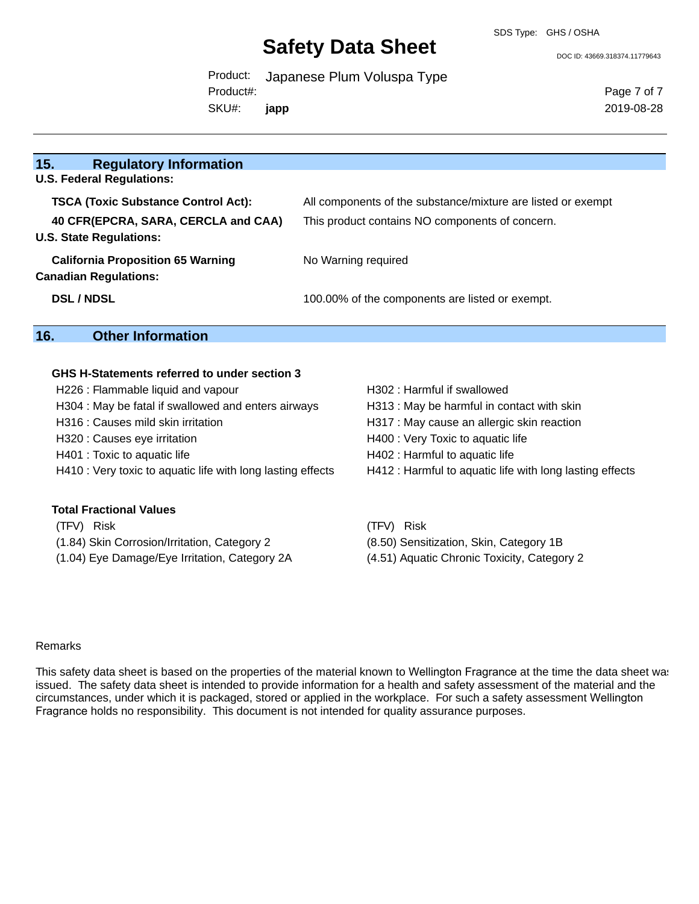# Safety Data Sheet

Product: Japanese Plum Voluspa Type
Product#:
SKU#: **japp**

2019-08-28

## 15. Regulatory Information

**U.S. Federal Regulations:**

| | |
|---|---|
| **TSCA (Toxic Substance Control Act):** | All components of the substance/mixture are listed or exempt |
| **40 CFR(EPCRA, SARA, CERCLA and CAA)** | This product contains NO components of concern. |

**U.S. State Regulations:**

| | |
|---|---|
| **California Proposition 65 Warning** | No Warning required |

**Canadian Regulations:**

| | |
|---|---|
| **DSL / NDSL** | 100.00% of the components are listed or exempt. |

## 16. Other Information

**GHS H-Statements referred to under section 3**

- H226 : Flammable liquid and vapour
- H304 : May be fatal if swallowed and enters airways
- H316 : Causes mild skin irritation
- H320 : Causes eye irritation
- H401 : Toxic to aquatic life
- H410 : Very toxic to aquatic life with long lasting effects
- H302 : Harmful if swallowed
- H313 : May be harmful in contact with skin
- H317 : May cause an allergic skin reaction
- H400 : Very Toxic to aquatic life
- H402 : Harmful to aquatic life
- H412 : Harmful to aquatic life with long lasting effects

**Total Fractional Values**

| (TFV) Risk | (TFV) Risk |
|---|---|
| (1.84) Skin Corrosion/Irritation, Category 2 | (8.50) Sensitization, Skin, Category 1B |
| (1.04) Eye Damage/Eye Irritation, Category 2A | (4.51) Aquatic Chronic Toxicity, Category 2 |

Remarks

This safety data sheet is based on the properties of the material known to Wellington Fragrance at the time the data sheet was issued. The safety data sheet is intended to provide information for a health and safety assessment of the material and the circumstances, under which it is packaged, stored or applied in the workplace. For such a safety assessment Wellington Fragrance holds no responsibility. This document is not intended for quality assurance purposes.